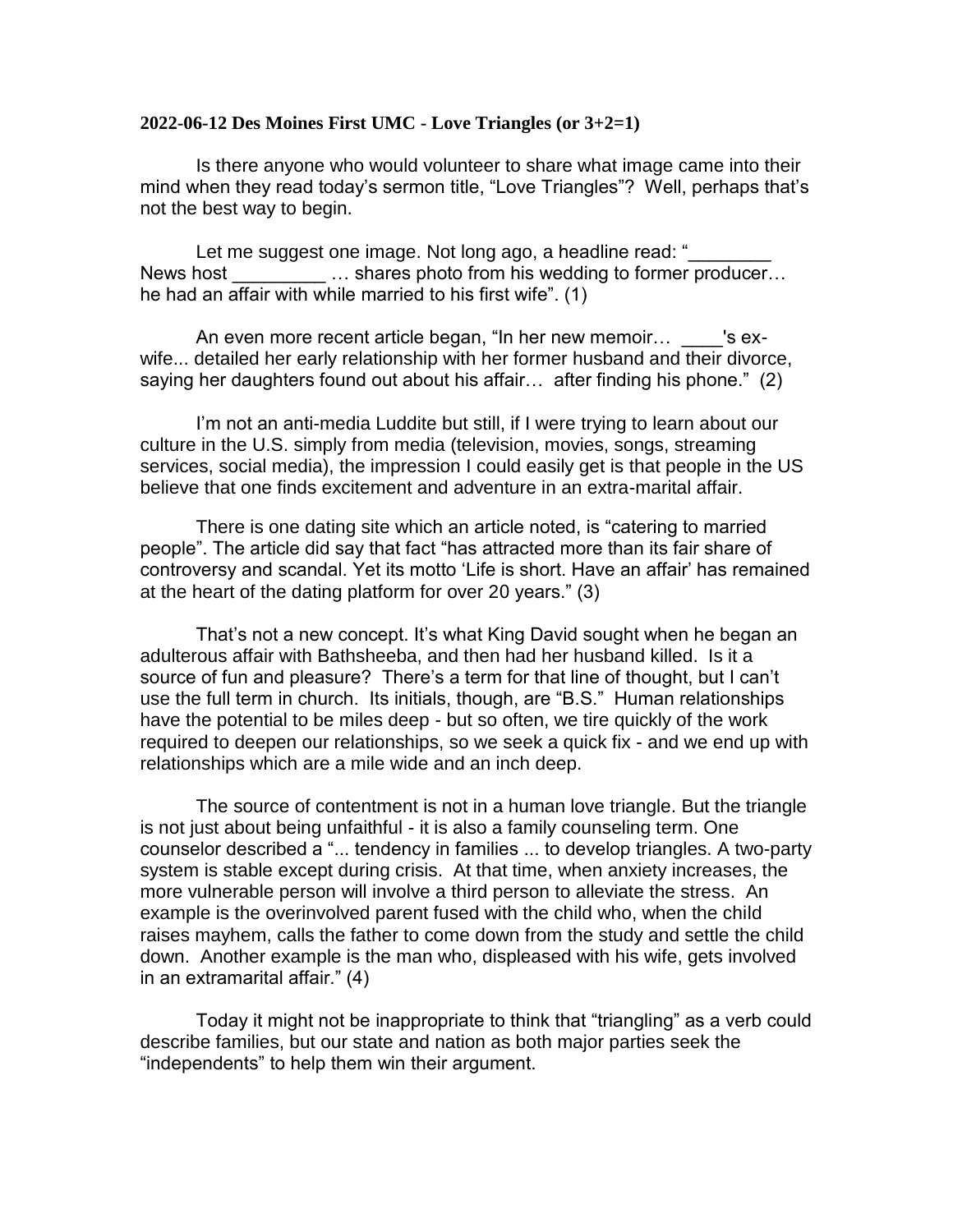**2022-06-12 Des Moines First UMC - Love Triangles (or 3+2=1)**

Is there anyone who would volunteer to share what image came into their mind when they read today's sermon title, "Love Triangles"? Well, perhaps that's not the best way to begin.

Let me suggest one image. Not long ago, a headline read: "________ News host _________ … shares photo from his wedding to former producer… he had an affair with while married to his first wife". (1)

An even more recent article began, "In her new memoir… ____'s ex-wife... detailed her early relationship with her former husband and their divorce, saying her daughters found out about his affair… after finding his phone." (2)

I'm not an anti-media Luddite but still, if I were trying to learn about our culture in the U.S. simply from media (television, movies, songs, streaming services, social media), the impression I could easily get is that people in the US believe that one finds excitement and adventure in an extra-marital affair.

There is one dating site which an article noted, is "catering to married people". The article did say that fact "has attracted more than its fair share of controversy and scandal. Yet its motto 'Life is short. Have an affair' has remained at the heart of the dating platform for over 20 years." (3)

That's not a new concept. It's what King David sought when he began an adulterous affair with Bathsheeba, and then had her husband killed. Is it a source of fun and pleasure? There's a term for that line of thought, but I can't use the full term in church. Its initials, though, are "B.S." Human relationships have the potential to be miles deep - but so often, we tire quickly of the work required to deepen our relationships, so we seek a quick fix - and we end up with relationships which are a mile wide and an inch deep.

The source of contentment is not in a human love triangle. But the triangle is not just about being unfaithful - it is also a family counseling term. One counselor described a "... tendency in families ... to develop triangles. A two-party system is stable except during crisis. At that time, when anxiety increases, the more vulnerable person will involve a third person to alleviate the stress. An example is the overinvolved parent fused with the child who, when the child raises mayhem, calls the father to come down from the study and settle the child down. Another example is the man who, displeased with his wife, gets involved in an extramarital affair." (4)

Today it might not be inappropriate to think that "triangling" as a verb could describe families, but our state and nation as both major parties seek the "independents" to help them win their argument.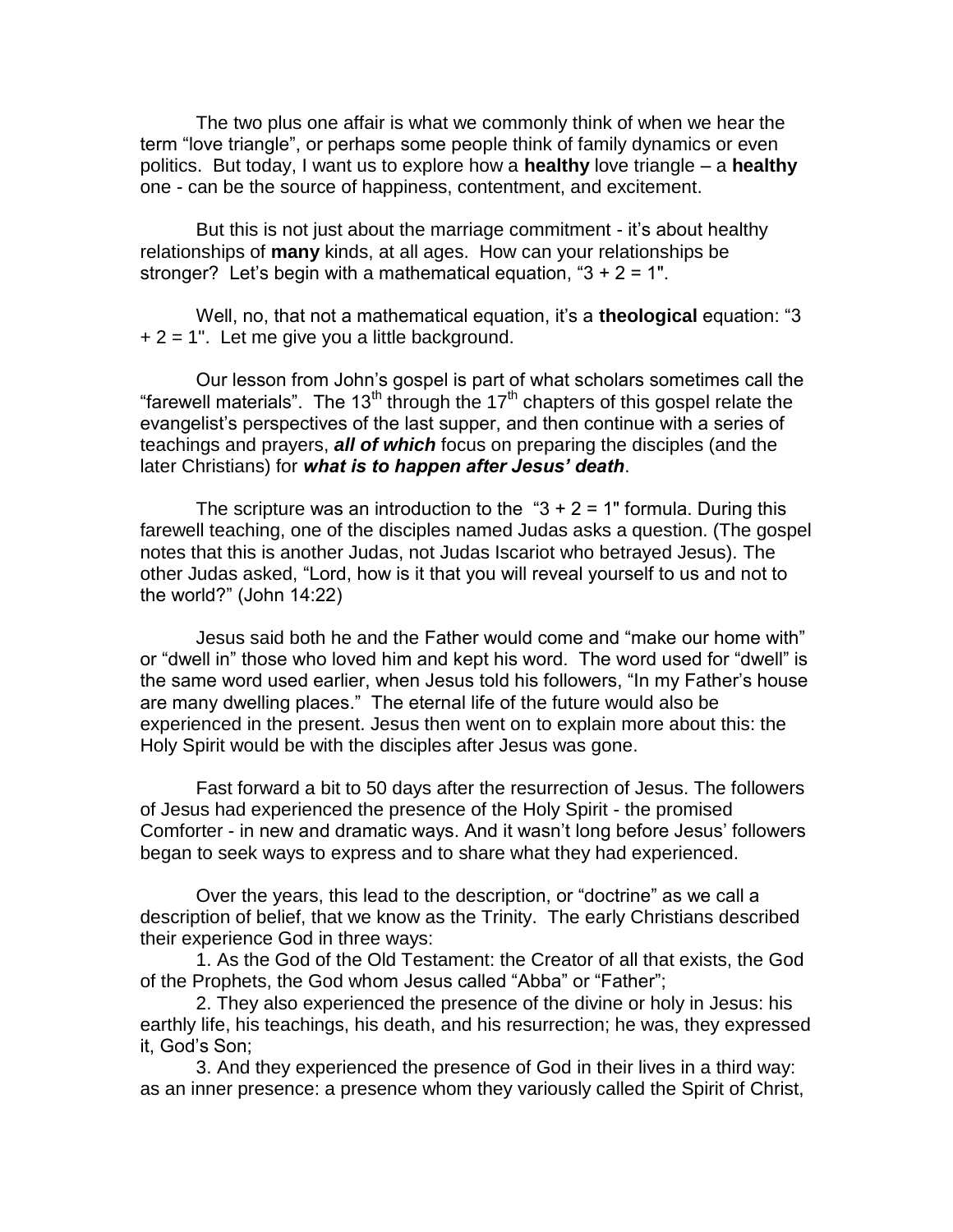The two plus one affair is what we commonly think of when we hear the term "love triangle", or perhaps some people think of family dynamics or even politics. But today, I want us to explore how a **healthy** love triangle – a **healthy** one - can be the source of happiness, contentment, and excitement.

But this is not just about the marriage commitment - it's about healthy relationships of **many** kinds, at all ages. How can your relationships be stronger? Let's begin with a mathematical equation, "3 + 2 = 1".

Well, no, that not a mathematical equation, it's a **theological** equation: "3 + 2 = 1". Let me give you a little background.

Our lesson from John's gospel is part of what scholars sometimes call the "farewell materials". The 13th through the 17th chapters of this gospel relate the evangelist's perspectives of the last supper, and then continue with a series of teachings and prayers, ***all of which*** focus on preparing the disciples (and the later Christians) for ***what is to happen after Jesus' death***.

The scripture was an introduction to the "3 + 2 = 1" formula. During this farewell teaching, one of the disciples named Judas asks a question. (The gospel notes that this is another Judas, not Judas Iscariot who betrayed Jesus). The other Judas asked, "Lord, how is it that you will reveal yourself to us and not to the world?" (John 14:22)

Jesus said both he and the Father would come and "make our home with" or "dwell in" those who loved him and kept his word. The word used for "dwell" is the same word used earlier, when Jesus told his followers, "In my Father's house are many dwelling places." The eternal life of the future would also be experienced in the present. Jesus then went on to explain more about this: the Holy Spirit would be with the disciples after Jesus was gone.

Fast forward a bit to 50 days after the resurrection of Jesus. The followers of Jesus had experienced the presence of the Holy Spirit - the promised Comforter - in new and dramatic ways. And it wasn't long before Jesus' followers began to seek ways to express and to share what they had experienced.

Over the years, this lead to the description, or "doctrine" as we call a description of belief, that we know as the Trinity. The early Christians described their experience God in three ways:

1. As the God of the Old Testament: the Creator of all that exists, the God of the Prophets, the God whom Jesus called "Abba" or "Father";
2. They also experienced the presence of the divine or holy in Jesus: his earthly life, his teachings, his death, and his resurrection; he was, they expressed it, God's Son;
3. And they experienced the presence of God in their lives in a third way: as an inner presence: a presence whom they variously called the Spirit of Christ,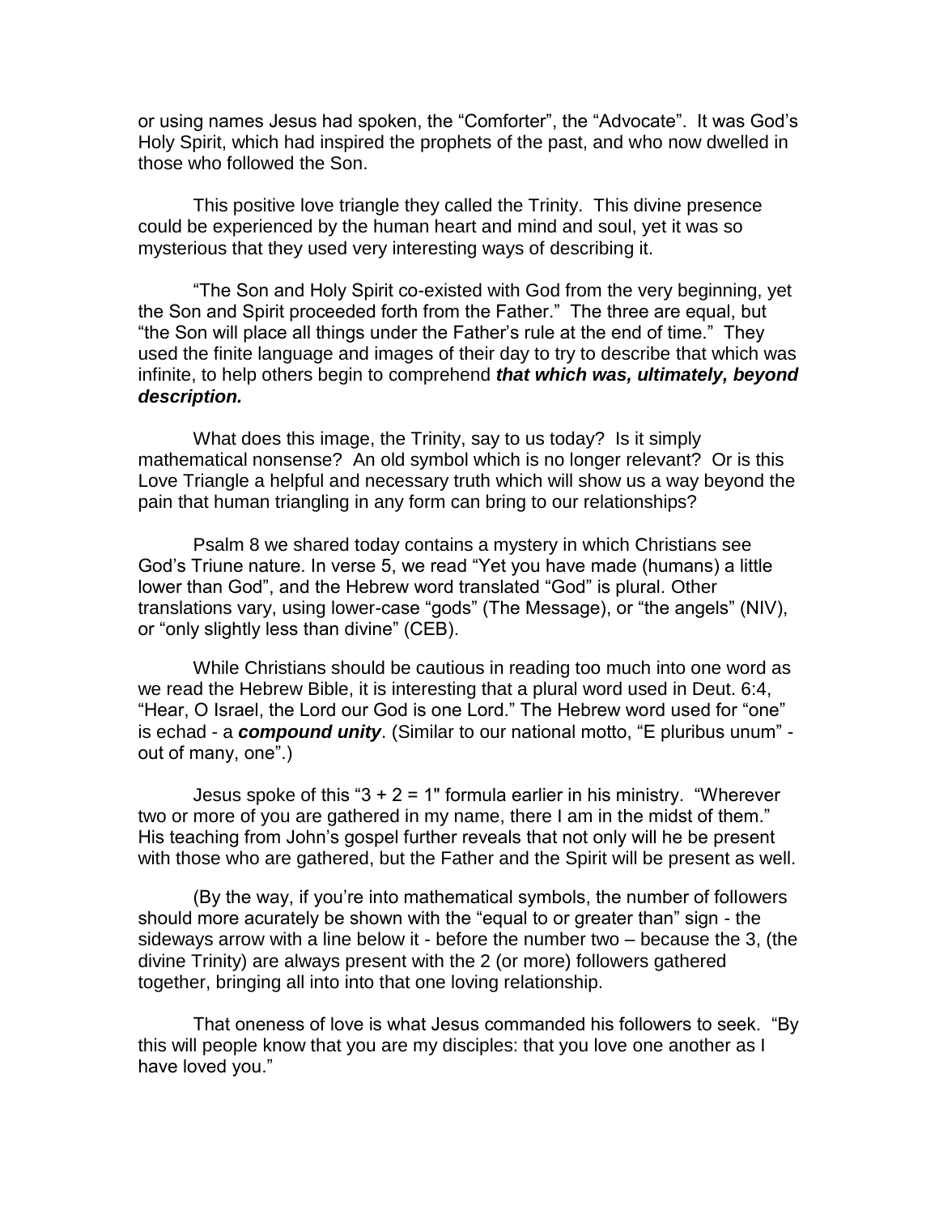or using names Jesus had spoken, the "Comforter", the "Advocate". It was God's Holy Spirit, which had inspired the prophets of the past, and who now dwelled in those who followed the Son.

This positive love triangle they called the Trinity. This divine presence could be experienced by the human heart and mind and soul, yet it was so mysterious that they used very interesting ways of describing it.

"The Son and Holy Spirit co-existed with God from the very beginning, yet the Son and Spirit proceeded forth from the Father." The three are equal, but "the Son will place all things under the Father's rule at the end of time." They used the finite language and images of their day to try to describe that which was infinite, to help others begin to comprehend ***that which was, ultimately, beyond description.***

What does this image, the Trinity, say to us today? Is it simply mathematical nonsense? An old symbol which is no longer relevant? Or is this Love Triangle a helpful and necessary truth which will show us a way beyond the pain that human triangling in any form can bring to our relationships?

Psalm 8 we shared today contains a mystery in which Christians see God's Triune nature. In verse 5, we read "Yet you have made (humans) a little lower than God", and the Hebrew word translated "God" is plural. Other translations vary, using lower-case "gods" (The Message), or "the angels" (NIV), or "only slightly less than divine" (CEB).

While Christians should be cautious in reading too much into one word as we read the Hebrew Bible, it is interesting that a plural word used in Deut. 6:4, "Hear, O Israel, the Lord our God is one Lord." The Hebrew word used for "one" is echad - a ***compound unity***. (Similar to our national motto, "E pluribus unum" - out of many, one".)

Jesus spoke of this "3 + 2 = 1" formula earlier in his ministry. "Wherever two or more of you are gathered in my name, there I am in the midst of them." His teaching from John's gospel further reveals that not only will he be present with those who are gathered, but the Father and the Spirit will be present as well.

(By the way, if you're into mathematical symbols, the number of followers should more acurately be shown with the "equal to or greater than" sign - the sideways arrow with a line below it - before the number two – because the 3, (the divine Trinity) are always present with the 2 (or more) followers gathered together, bringing all into into that one loving relationship.

That oneness of love is what Jesus commanded his followers to seek. "By this will people know that you are my disciples: that you love one another as I have loved you."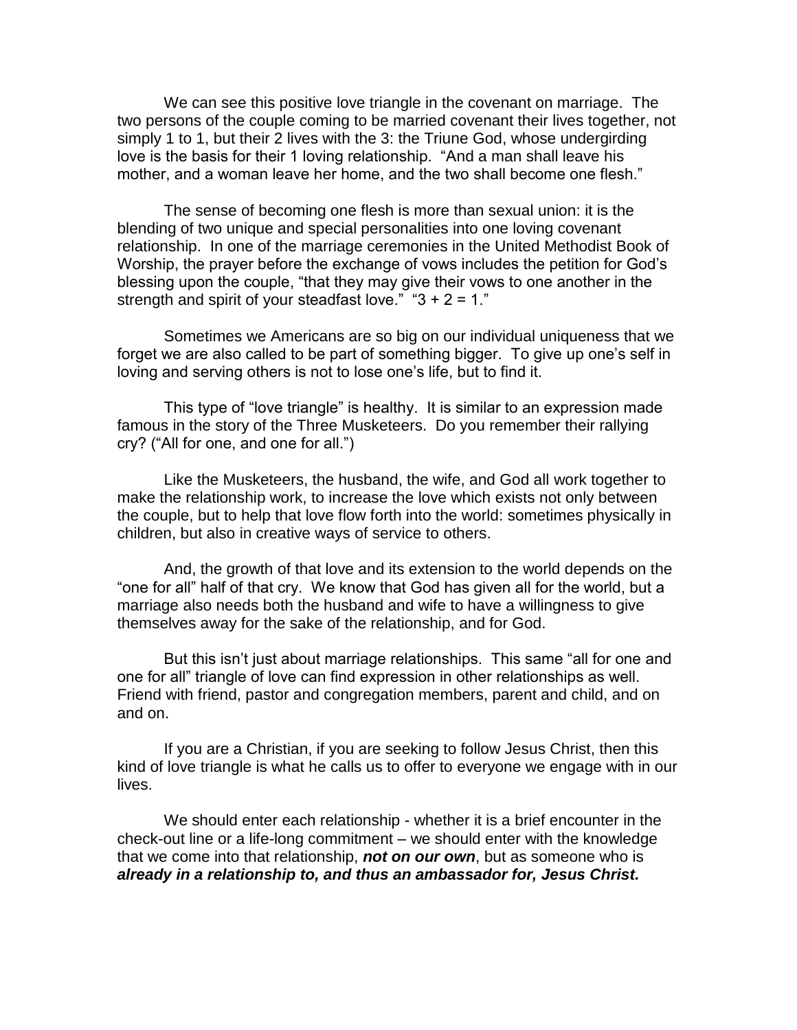We can see this positive love triangle in the covenant on marriage. The two persons of the couple coming to be married covenant their lives together, not simply 1 to 1, but their 2 lives with the 3: the Triune God, whose undergirding love is the basis for their 1 loving relationship. "And a man shall leave his mother, and a woman leave her home, and the two shall become one flesh."

The sense of becoming one flesh is more than sexual union: it is the blending of two unique and special personalities into one loving covenant relationship. In one of the marriage ceremonies in the United Methodist Book of Worship, the prayer before the exchange of vows includes the petition for God's blessing upon the couple, "that they may give their vows to one another in the strength and spirit of your steadfast love." "3 + 2 = 1."

Sometimes we Americans are so big on our individual uniqueness that we forget we are also called to be part of something bigger. To give up one's self in loving and serving others is not to lose one's life, but to find it.

This type of "love triangle" is healthy. It is similar to an expression made famous in the story of the Three Musketeers. Do you remember their rallying cry? ("All for one, and one for all.")

Like the Musketeers, the husband, the wife, and God all work together to make the relationship work, to increase the love which exists not only between the couple, but to help that love flow forth into the world: sometimes physically in children, but also in creative ways of service to others.

And, the growth of that love and its extension to the world depends on the "one for all" half of that cry. We know that God has given all for the world, but a marriage also needs both the husband and wife to have a willingness to give themselves away for the sake of the relationship, and for God.

But this isn't just about marriage relationships. This same "all for one and one for all" triangle of love can find expression in other relationships as well. Friend with friend, pastor and congregation members, parent and child, and on and on.

If you are a Christian, if you are seeking to follow Jesus Christ, then this kind of love triangle is what he calls us to offer to everyone we engage with in our lives.

We should enter each relationship - whether it is a brief encounter in the check-out line or a life-long commitment – we should enter with the knowledge that we come into that relationship, ***not on our own***, but as someone who is ***already in a relationship to, and thus an ambassador for, Jesus Christ.***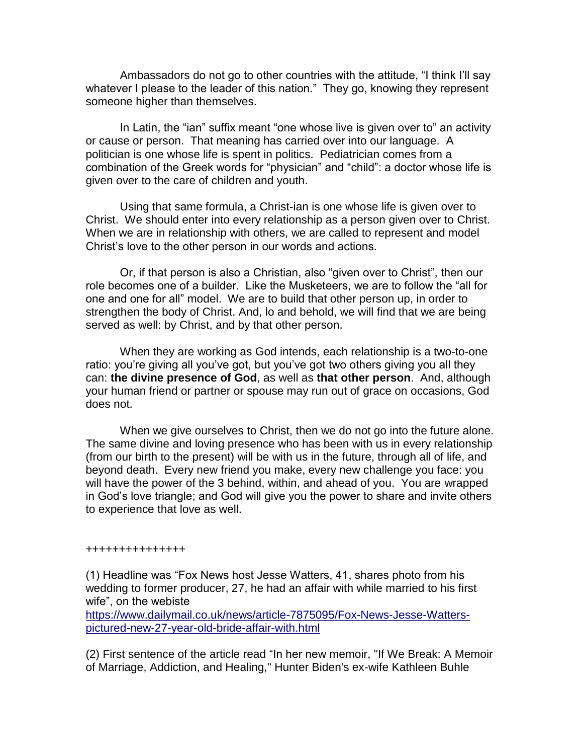Ambassadors do not go to other countries with the attitude, "I think I'll say whatever I please to the leader of this nation." They go, knowing they represent someone higher than themselves.

In Latin, the "ian" suffix meant "one whose live is given over to" an activity or cause or person. That meaning has carried over into our language. A politician is one whose life is spent in politics. Pediatrician comes from a combination of the Greek words for "physician" and "child": a doctor whose life is given over to the care of children and youth.

Using that same formula, a Christ-ian is one whose life is given over to Christ. We should enter into every relationship as a person given over to Christ. When we are in relationship with others, we are called to represent and model Christ's love to the other person in our words and actions.

Or, if that person is also a Christian, also "given over to Christ", then our role becomes one of a builder. Like the Musketeers, we are to follow the "all for one and one for all" model. We are to build that other person up, in order to strengthen the body of Christ. And, lo and behold, we will find that we are being served as well: by Christ, and by that other person.

When they are working as God intends, each relationship is a two-to-one ratio: you're giving all you've got, but you've got two others giving you all they can: **the divine presence of God**, as well as **that other person**. And, although your human friend or partner or spouse may run out of grace on occasions, God does not.

When we give ourselves to Christ, then we do not go into the future alone. The same divine and loving presence who has been with us in every relationship (from our birth to the present) will be with us in the future, through all of life, and beyond death. Every new friend you make, every new challenge you face: you will have the power of the 3 behind, within, and ahead of you. You are wrapped in God's love triangle; and God will give you the power to share and invite others to experience that love as well.

+++++++++++++++

(1) Headline was "Fox News host Jesse Watters, 41, shares photo from his wedding to former producer, 27, he had an affair with while married to his first wife", on the webiste https://www.dailymail.co.uk/news/article-7875095/Fox-News-Jesse-Watters-pictured-new-27-year-old-bride-affair-with.html

(2) First sentence of the article read "In her new memoir, "If We Break: A Memoir of Marriage, Addiction, and Healing," Hunter Biden's ex-wife Kathleen Buhle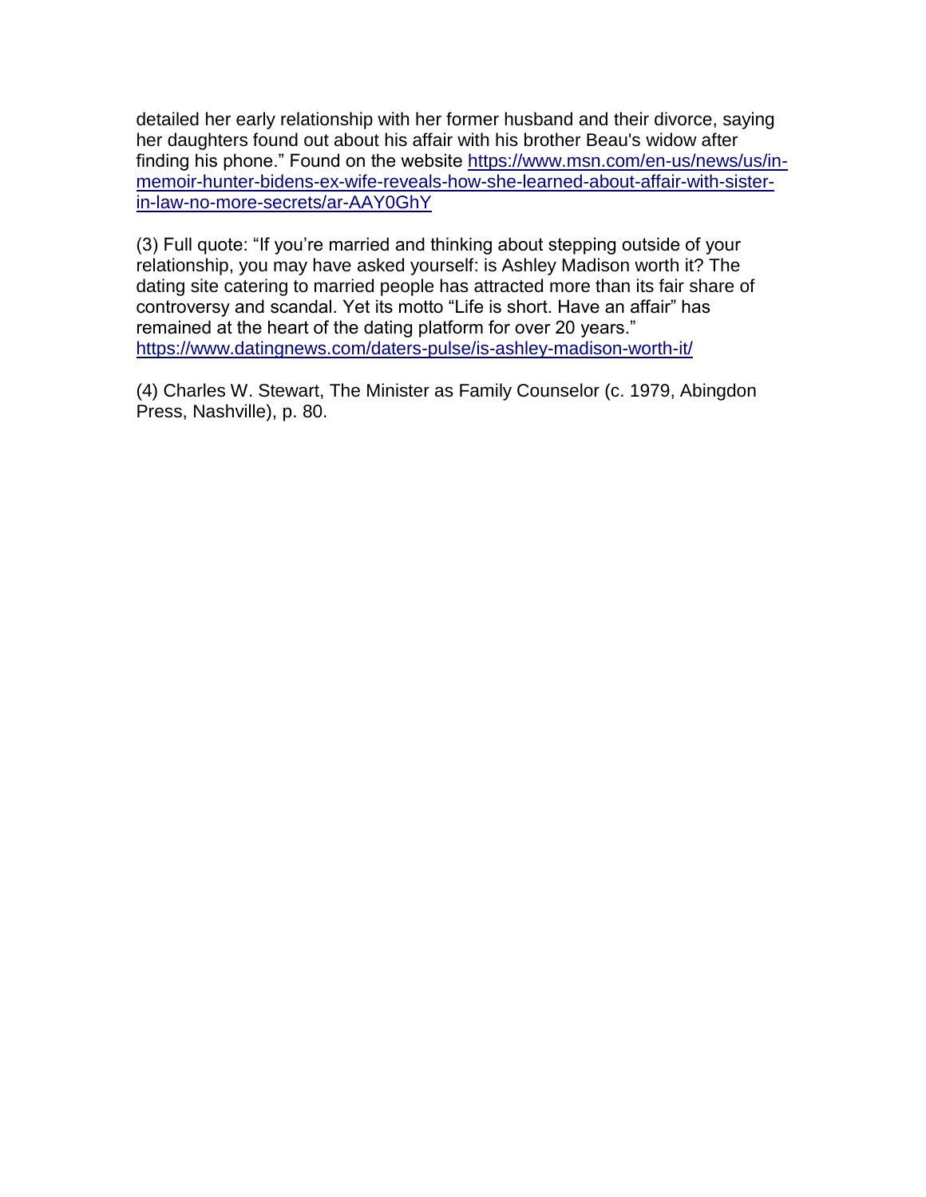detailed her early relationship with her former husband and their divorce, saying her daughters found out about his affair with his brother Beau's widow after finding his phone." Found on the website [https://www.msn.com/en-us/news/us/in-memoir-hunter-bidens-ex-wife-reveals-how-she-learned-about-affair-with-sister-in-law-no-more-secrets/ar-AAY0GhY](https://www.msn.com/en-us/news/us/in-memoir-hunter-bidens-ex-wife-reveals-how-she-learned-about-affair-with-sister-in-law-no-more-secrets/ar-AAY0GhY)

(3) Full quote: "If you're married and thinking about stepping outside of your relationship, you may have asked yourself: is Ashley Madison worth it? The dating site catering to married people has attracted more than its fair share of controversy and scandal. Yet its motto "Life is short. Have an affair" has remained at the heart of the dating platform for over 20 years." [https://www.datingnews.com/daters-pulse/is-ashley-madison-worth-it/](https://www.datingnews.com/daters-pulse/is-ashley-madison-worth-it/)

(4) Charles W. Stewart, The Minister as Family Counselor (c. 1979, Abingdon Press, Nashville), p. 80.